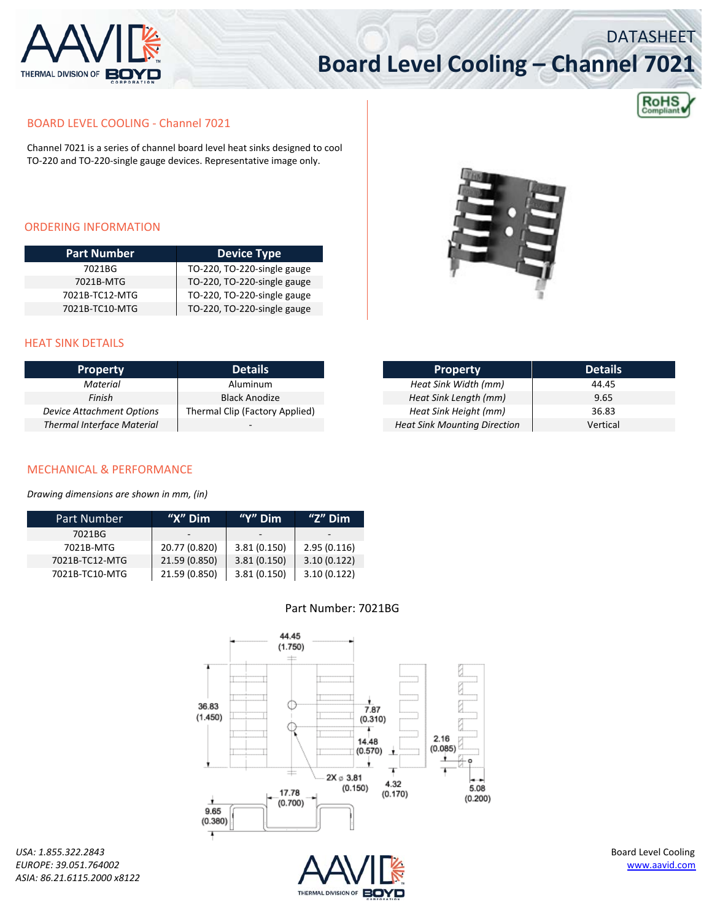# DATASHEET

# Board Level Cooling – Channel 7021

## BOARD LEVEL COOLING - Channel 7021

Channel 7021 is a series of channel board level heat sinks designed to cool TO-220 and TO-220-single gauge devices. Representative image only.

## ORDERING INFORMATION

| Part Number | Device Type |
|---|---|
| 7021BG | TO-220, TO-220-single gauge |
| 7021B-MTG | TO-220, TO-220-single gauge |
| 7021B-TC12-MTG | TO-220, TO-220-single gauge |
| 7021B-TC10-MTG | TO-220, TO-220-single gauge |

## HEAT SINK DETAILS

| Property | Details |
|---|---|
| *Material* | Aluminum |
| *Finish* | Black Anodize |
| *Device Attachment Options* | Thermal Clip (Factory Applied) |
| *Thermal Interface Material* | - |

| Property | Details |
|---|---|
| *Heat Sink Width (mm)* | 44.45 |
| *Heat Sink Length (mm)* | 9.65 |
| *Heat Sink Height (mm)* | 36.83 |
| *Heat Sink Mounting Direction* | Vertical |

## MECHANICAL & PERFORMANCE

*Drawing dimensions are shown in mm, (in)*

| Part Number | "X" Dim | "Y" Dim | "Z" Dim |
|---|---|---|---|
| 7021BG | - | - | - |
| 7021B-MTG | 20.77 (0.820) | 3.81 (0.150) | 2.95 (0.116) |
| 7021B-TC12-MTG | 21.59 (0.850) | 3.81 (0.150) | 3.10 (0.122) |
| 7021B-TC10-MTG | 21.59 (0.850) | 3.81 (0.150) | 3.10 (0.122) |

Part Number: 7021BG

44.45 (1.750)
36.83 (1.450)
7.87 (0.310)
14.48 (0.570)
2X ⌀ 3.81 (0.150)
4.32 (0.170)
2.16 (0.085)
5.08 (0.200)
17.78 (0.700)
9.65 (0.380)

*USA: 1.855.322.2843*
*EUROPE: 39.051.764002*
*ASIA: 86.21.6115.2000 x8122*

Board Level Cooling
www.aavid.com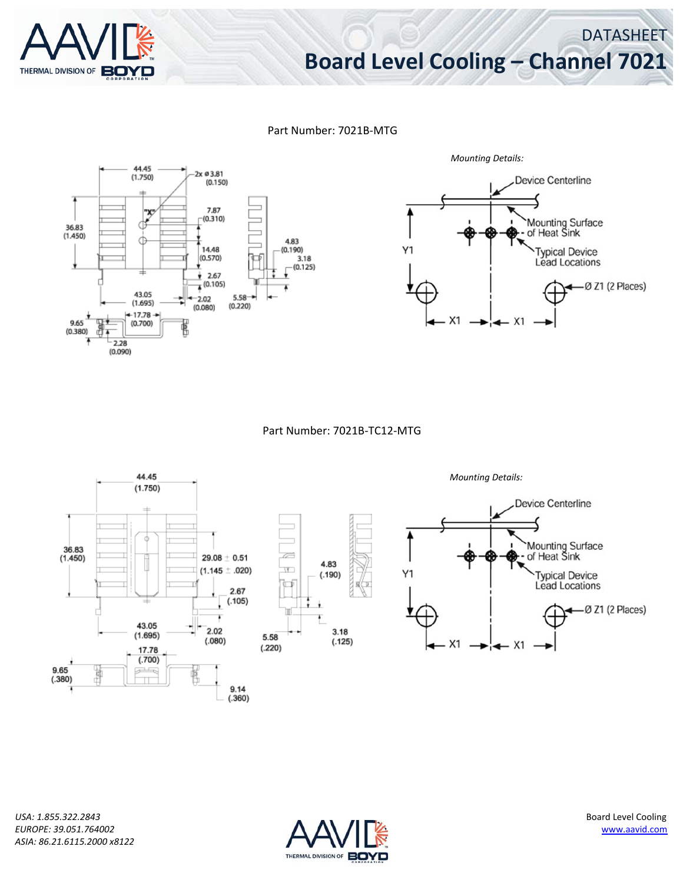# DATASHEET

## Board Level Cooling – Channel 7021

Part Number: 7021B-MTG

44.45 (1.750)

2x ø 3.81 (0.150)

"X"

7.87 (0.310)

36.83 (1.450)

14.48 (0.570)

4.83 (0.190)

3.18 (0.125)

2.67 (0.105)

43.05 (1.695)

2.02 (0.080)

5.58 (0.220)

17.78 (0.700)

9.65 (0.380)

2.28 (0.090)

*Mounting Details:*

Device Centerline

Mounting Surface of Heat Sink

Typical Device Lead Locations

Y1

Ø Z1 (2 Places)

X1 X1

Part Number: 7021B-TC12-MTG

44.45 (1.750)

36.83 (1.450)

29.08 ± 0.51 (1.145 ± .020)

4.83 (.190)

2.67 (.105)

43.05 (1.695)

2.02 (.080)

5.58 (.220)

3.18 (.125)

17.78 (.700)

9.65 (.380)

9.14 (.360)

*Mounting Details:*

Device Centerline

Mounting Surface of Heat Sink

Typical Device Lead Locations

Y1

Ø Z1 (2 Places)

X1 X1

*USA: 1.855.322.2843*
*EUROPE: 39.051.764002*
*ASIA: 86.21.6115.2000 x8122*

Board Level Cooling
www.aavid.com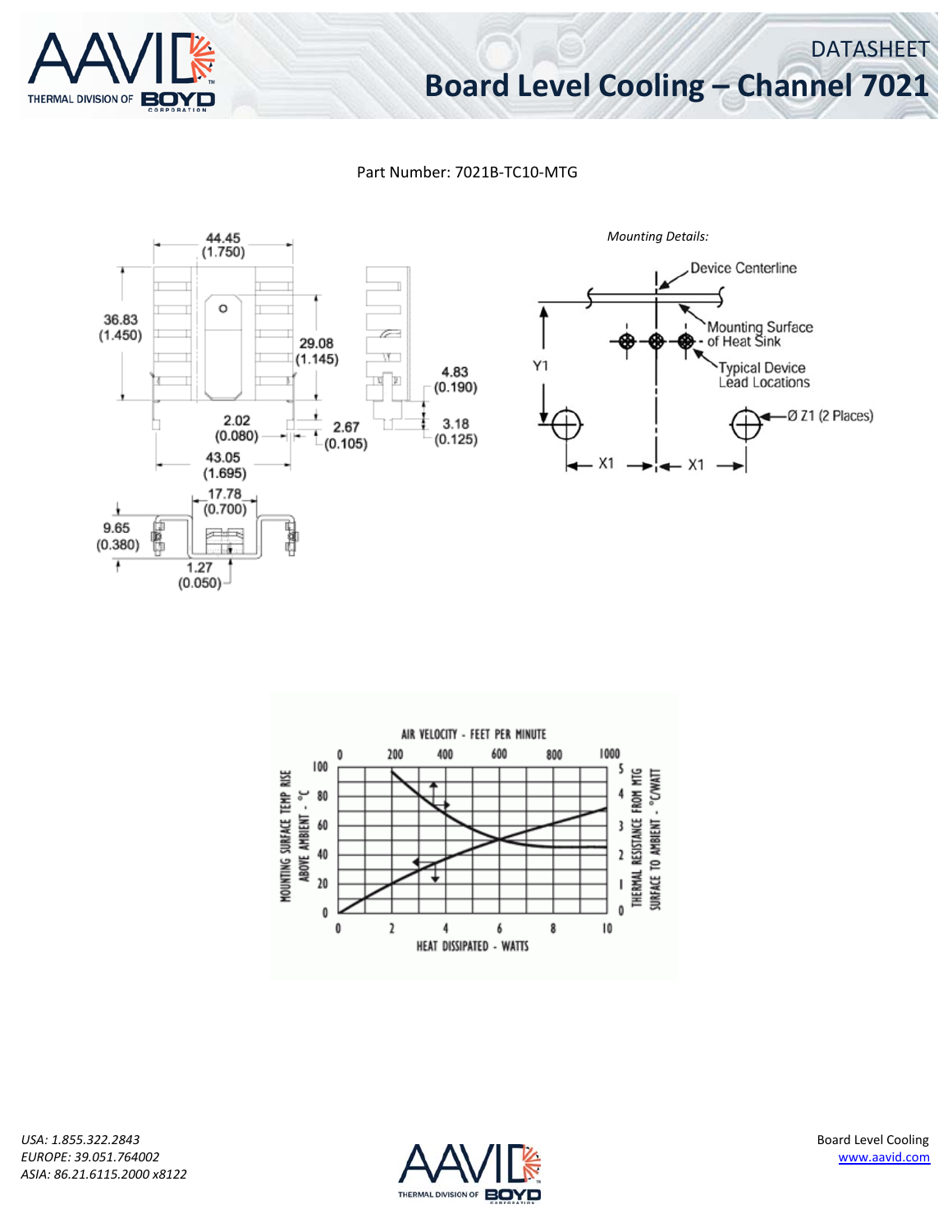DATASHEET

# Board Level Cooling – Channel 7021

Part Number: 7021B-TC10-MTG

44.45 (1.750)
36.83 (1.450)
29.08 (1.145)
4.83 (0.190)
2.02 (0.080)
2.67 (0.105)
3.18 (0.125)
43.05 (1.695)
17.78 (0.700)
9.65 (0.380)
1.27 (0.050)

*Mounting Details:*

Device Centerline
Mounting Surface of Heat Sink
Typical Device Lead Locations
Y1
Ø Z1 (2 Places)
X1
X1

AIR VELOCITY - FEET PER MINUTE
0 200 400 600 800 1000
MOUNTING SURFACE TEMP RISE ABOVE AMBIENT - °C
0 20 40 60 80 100
THERMAL RESISTANCE FROM MTG SURFACE TO AMBIENT - °C/WATT
0 1 2 3 4 5
HEAT DISSIPATED - WATTS
0 2 4 6 8 10

*USA: 1.855.322.2843*
*EUROPE: 39.051.764002*
*ASIA: 86.21.6115.2000 x8122*

Board Level Cooling
www.aavid.com